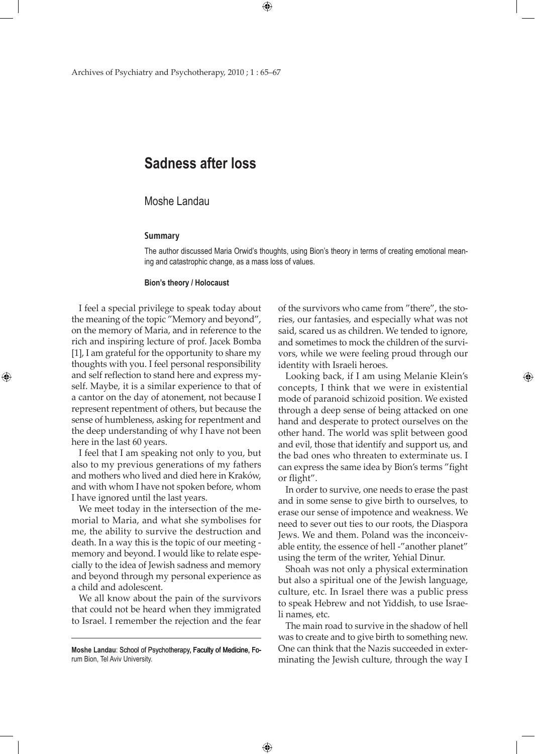# Sadness after loss

Moshe Landau

**Summary**

The author discussed Maria Orwid's thoughts, using Bion's theory in terms of creating emotional meaning and catastrophic change, as a mass loss of values.

**Bion's theory / Holocaust**

I feel a special privilege to speak today about the meaning of the topic "Memory and beyond", on the memory of Maria, and in reference to the rich and inspiring lecture of prof. Jacek Bomba [1], I am grateful for the opportunity to share my thoughts with you. I feel personal responsibility and self reflection to stand here and express myself. Maybe, it is a similar experience to that of a cantor on the day of atonement, not because I represent repentment of others, but because the sense of humbleness, asking for repentment and the deep understanding of why I have not been here in the last 60 years.

I feel that I am speaking not only to you, but also to my previous generations of my fathers and mothers who lived and died here in Kraków, and with whom I have not spoken before, whom I have ignored until the last years.

We meet today in the intersection of the memorial to Maria, and what she symbolises for me, the ability to survive the destruction and death. In a way this is the topic of our meeting - memory and beyond. I would like to relate especially to the idea of Jewish sadness and memory and beyond through my personal experience as a child and adolescent.

We all know about the pain of the survivors that could not be heard when they immigrated to Israel. I remember the rejection and the fear of the survivors who came from "there", the stories, our fantasies, and especially what was not said, scared us as children. We tended to ignore, and sometimes to mock the children of the survivors, while we were feeling proud through our identity with Israeli heroes.

Looking back, if I am using Melanie Klein's concepts, I think that we were in existential mode of paranoid schizoid position. We existed through a deep sense of being attacked on one hand and desperate to protect ourselves on the other hand. The world was split between good and evil, those that identify and support us, and the bad ones who threaten to exterminate us. I can express the same idea by Bion's terms "fight or flight".

In order to survive, one needs to erase the past and in some sense to give birth to ourselves, to erase our sense of impotence and weakness. We need to sever out ties to our roots, the Diaspora Jews. We and them. Poland was the inconceivable entity, the essence of hell -"another planet" using the term of the writer, Yehial Dinur.

Shoah was not only a physical extermination but also a spiritual one of the Jewish language, culture, etc. In Israel there was a public press to speak Hebrew and not Yiddish, to use Israeli names, etc.

The main road to survive in the shadow of hell was to create and to give birth to something new. One can think that the Nazis succeeded in exterminating the Jewish culture, through the way I

---

**Moshe Landau**: School of Psychotherapy, Faculty of Medicine, Forum Bion, Tel Aviv University.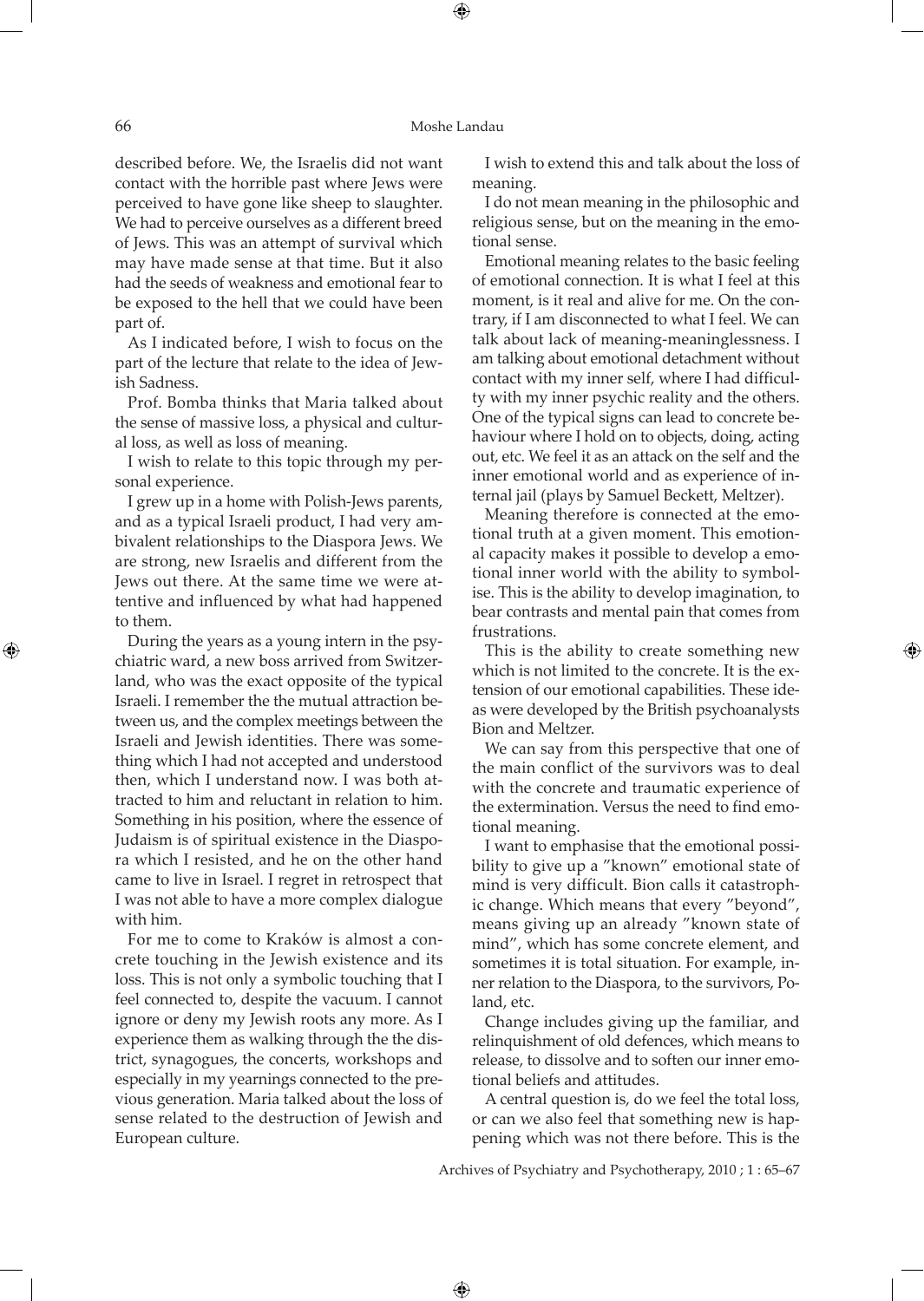described before. We, the Israelis did not want contact with the horrible past where Jews were perceived to have gone like sheep to slaughter. We had to perceive ourselves as a different breed of Jews. This was an attempt of survival which may have made sense at that time. But it also had the seeds of weakness and emotional fear to be exposed to the hell that we could have been part of.

As I indicated before, I wish to focus on the part of the lecture that relate to the idea of Jewish Sadness.

Prof. Bomba thinks that Maria talked about the sense of massive loss, a physical and cultural loss, as well as loss of meaning.

I wish to relate to this topic through my personal experience.

I grew up in a home with Polish-Jews parents, and as a typical Israeli product, I had very ambivalent relationships to the Diaspora Jews. We are strong, new Israelis and different from the Jews out there. At the same time we were attentive and influenced by what had happened to them.

During the years as a young intern in the psychiatric ward, a new boss arrived from Switzerland, who was the exact opposite of the typical Israeli. I remember the the mutual attraction between us, and the complex meetings between the Israeli and Jewish identities. There was something which I had not accepted and understood then, which I understand now. I was both attracted to him and reluctant in relation to him. Something in his position, where the essence of Judaism is of spiritual existence in the Diaspora which I resisted, and he on the other hand came to live in Israel. I regret in retrospect that I was not able to have a more complex dialogue with him.

For me to come to Kraków is almost a concrete touching in the Jewish existence and its loss. This is not only a symbolic touching that I feel connected to, despite the vacuum. I cannot ignore or deny my Jewish roots any more. As I experience them as walking through the the district, synagogues, the concerts, workshops and especially in my yearnings connected to the previous generation. Maria talked about the loss of sense related to the destruction of Jewish and European culture.

I wish to extend this and talk about the loss of meaning.

I do not mean meaning in the philosophic and religious sense, but on the meaning in the emotional sense.

Emotional meaning relates to the basic feeling of emotional connection. It is what I feel at this moment, is it real and alive for me. On the contrary, if I am disconnected to what I feel. We can talk about lack of meaning-meaninglessness. I am talking about emotional detachment without contact with my inner self, where I had difficulty with my inner psychic reality and the others. One of the typical signs can lead to concrete behaviour where I hold on to objects, doing, acting out, etc. We feel it as an attack on the self and the inner emotional world and as experience of internal jail (plays by Samuel Beckett, Meltzer).

Meaning therefore is connected at the emotional truth at a given moment. This emotional capacity makes it possible to develop a emotional inner world with the ability to symbolise. This is the ability to develop imagination, to bear contrasts and mental pain that comes from frustrations.

This is the ability to create something new which is not limited to the concrete. It is the extension of our emotional capabilities. These ideas were developed by the British psychoanalysts Bion and Meltzer.

We can say from this perspective that one of the main conflict of the survivors was to deal with the concrete and traumatic experience of the extermination. Versus the need to find emotional meaning.

I want to emphasise that the emotional possibility to give up a ″known″ emotional state of mind is very difficult. Bion calls it catastrophic change. Which means that every ″beyond″, means giving up an already ″known state of mind″, which has some concrete element, and sometimes it is total situation. For example, inner relation to the Diaspora, to the survivors, Poland, etc.

Change includes giving up the familiar, and relinquishment of old defences, which means to release, to dissolve and to soften our inner emotional beliefs and attitudes.

A central question is, do we feel the total loss, or can we also feel that something new is happening which was not there before. This is the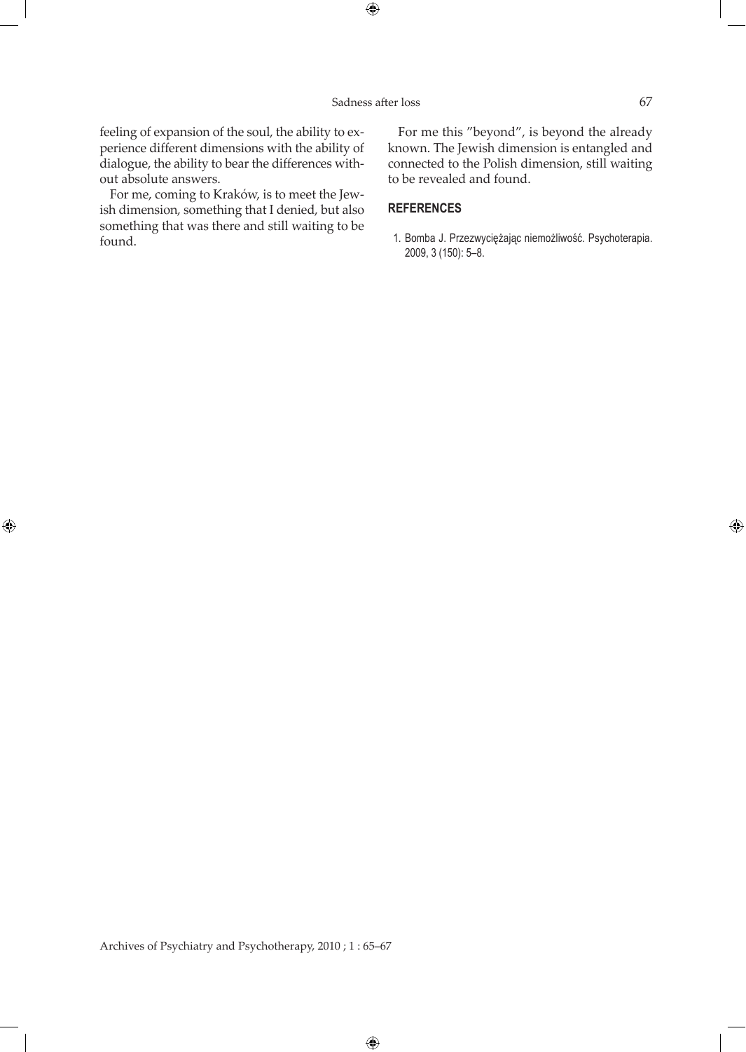feeling of expansion of the soul, the ability to experience different dimensions with the ability of dialogue, the ability to bear the differences without absolute answers.

For me, coming to Kraków, is to meet the Jewish dimension, something that I denied, but also something that was there and still waiting to be found.

For me this ”beyond”, is beyond the already known. The Jewish dimension is entangled and connected to the Polish dimension, still waiting to be revealed and found.

## REFERENCES

1. Bomba J. Przezwyciężając niemożliwość. Psychoterapia. 2009, 3 (150): 5–8.